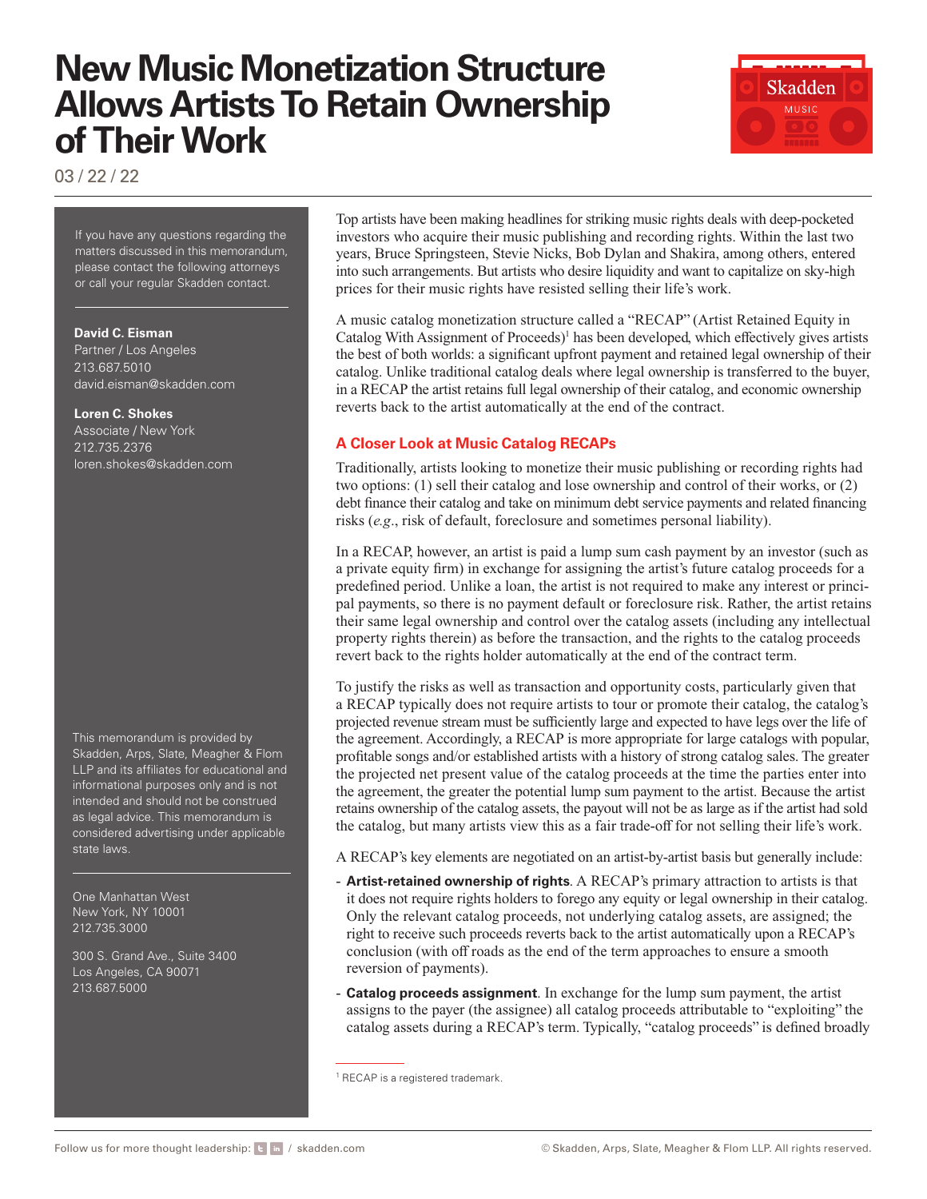# New Music Monetization Structure Allows Artists To Retain Ownership of Their Work

03 / 22 / 22

If you have any questions regarding the matters discussed in this memorandum, please contact the following attorneys or call your regular Skadden contact.

**David C. Eisman**
Partner / Los Angeles
213.687.5010
david.eisman@skadden.com

**Loren C. Shokes**
Associate / New York
212.735.2376
loren.shokes@skadden.com

This memorandum is provided by Skadden, Arps, Slate, Meagher & Flom LLP and its affiliates for educational and informational purposes only and is not intended and should not be construed as legal advice. This memorandum is considered advertising under applicable state laws.

One Manhattan West
New York, NY 10001
212.735.3000

300 S. Grand Ave., Suite 3400
Los Angeles, CA 90071
213.687.5000

Top artists have been making headlines for striking music rights deals with deep-pocketed investors who acquire their music publishing and recording rights. Within the last two years, Bruce Springsteen, Stevie Nicks, Bob Dylan and Shakira, among others, entered into such arrangements. But artists who desire liquidity and want to capitalize on sky-high prices for their music rights have resisted selling their life's work.

A music catalog monetization structure called a "RECAP" (Artist Retained Equity in Catalog With Assignment of Proceeds)[1] has been developed, which effectively gives artists the best of both worlds: a significant upfront payment and retained legal ownership of their catalog. Unlike traditional catalog deals where legal ownership is transferred to the buyer, in a RECAP the artist retains full legal ownership of their catalog, and economic ownership reverts back to the artist automatically at the end of the contract.

## A Closer Look at Music Catalog RECAPs

Traditionally, artists looking to monetize their music publishing or recording rights had two options: (1) sell their catalog and lose ownership and control of their works, or (2) debt finance their catalog and take on minimum debt service payments and related financing risks (*e.g.*, risk of default, foreclosure and sometimes personal liability).

In a RECAP, however, an artist is paid a lump sum cash payment by an investor (such as a private equity firm) in exchange for assigning the artist's future catalog proceeds for a predefined period. Unlike a loan, the artist is not required to make any interest or principal payments, so there is no payment default or foreclosure risk. Rather, the artist retains their same legal ownership and control over the catalog assets (including any intellectual property rights therein) as before the transaction, and the rights to the catalog proceeds revert back to the rights holder automatically at the end of the contract term.

To justify the risks as well as transaction and opportunity costs, particularly given that a RECAP typically does not require artists to tour or promote their catalog, the catalog's projected revenue stream must be sufficiently large and expected to have legs over the life of the agreement. Accordingly, a RECAP is more appropriate for large catalogs with popular, profitable songs and/or established artists with a history of strong catalog sales. The greater the projected net present value of the catalog proceeds at the time the parties enter into the agreement, the greater the potential lump sum payment to the artist. Because the artist retains ownership of the catalog assets, the payout will not be as large as if the artist had sold the catalog, but many artists view this as a fair trade-off for not selling their life's work.

A RECAP's key elements are negotiated on an artist-by-artist basis but generally include:

- **Artist-retained ownership of rights**. A RECAP's primary attraction to artists is that it does not require rights holders to forego any equity or legal ownership in their catalog. Only the relevant catalog proceeds, not underlying catalog assets, are assigned; the right to receive such proceeds reverts back to the artist automatically upon a RECAP's conclusion (with off roads as the end of the term approaches to ensure a smooth reversion of payments).
- **Catalog proceeds assignment**. In exchange for the lump sum payment, the artist assigns to the payer (the assignee) all catalog proceeds attributable to "exploiting" the catalog assets during a RECAP's term. Typically, "catalog proceeds" is defined broadly

[1] RECAP is a registered trademark.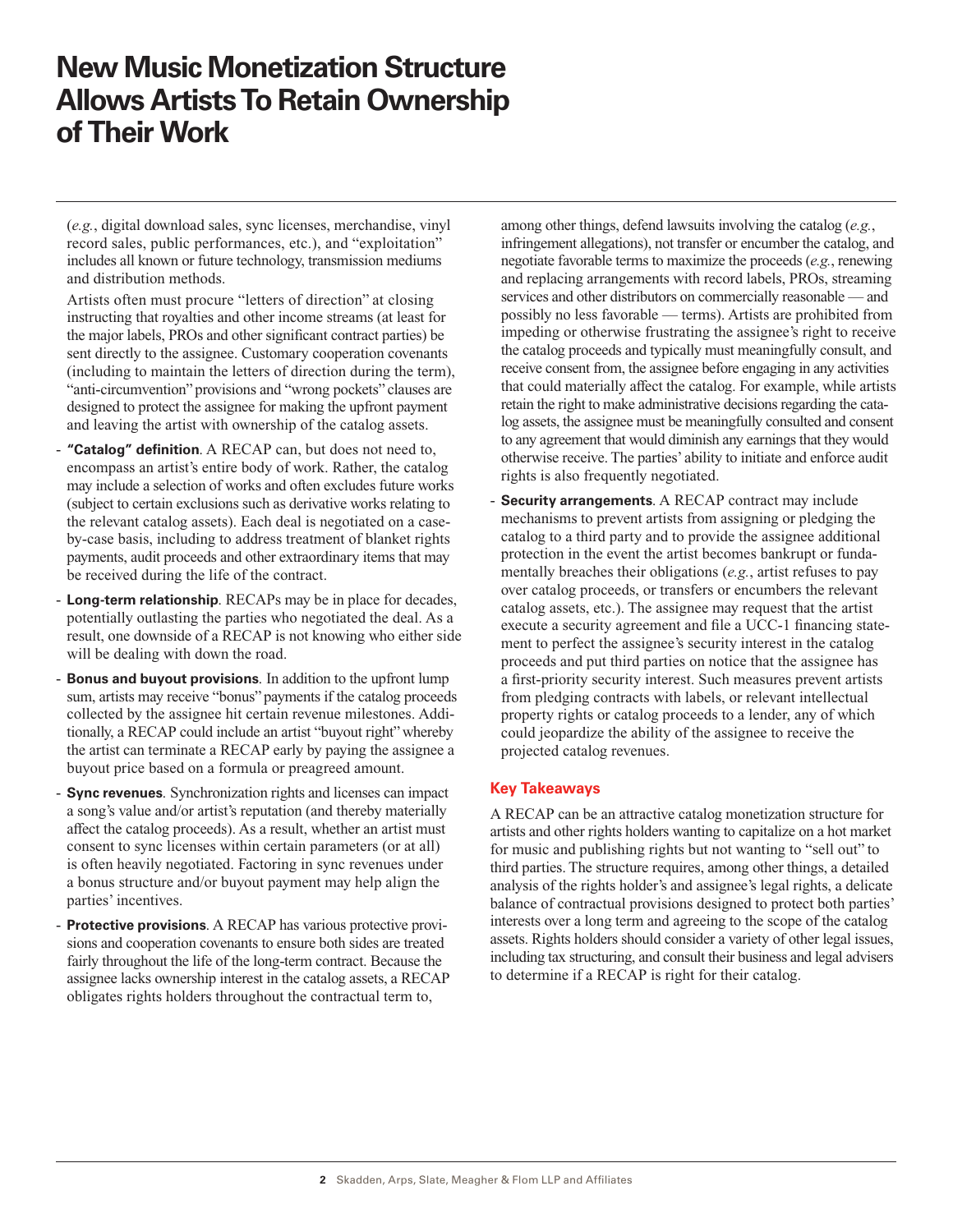# New Music Monetization Structure Allows Artists To Retain Ownership of Their Work

(*e.g.*, digital download sales, sync licenses, merchandise, vinyl record sales, public performances, etc.), and "exploitation" includes all known or future technology, transmission mediums and distribution methods.

Artists often must procure "letters of direction" at closing instructing that royalties and other income streams (at least for the major labels, PROs and other significant contract parties) be sent directly to the assignee. Customary cooperation covenants (including to maintain the letters of direction during the term), "anti-circumvention" provisions and "wrong pockets" clauses are designed to protect the assignee for making the upfront payment and leaving the artist with ownership of the catalog assets.

- **"Catalog" definition**. A RECAP can, but does not need to, encompass an artist's entire body of work. Rather, the catalog may include a selection of works and often excludes future works (subject to certain exclusions such as derivative works relating to the relevant catalog assets). Each deal is negotiated on a case-by-case basis, including to address treatment of blanket rights payments, audit proceeds and other extraordinary items that may be received during the life of the contract.
- **Long-term relationship**. RECAPs may be in place for decades, potentially outlasting the parties who negotiated the deal. As a result, one downside of a RECAP is not knowing who either side will be dealing with down the road.
- **Bonus and buyout provisions**. In addition to the upfront lump sum, artists may receive "bonus" payments if the catalog proceeds collected by the assignee hit certain revenue milestones. Additionally, a RECAP could include an artist "buyout right" whereby the artist can terminate a RECAP early by paying the assignee a buyout price based on a formula or preagreed amount.
- **Sync revenues**. Synchronization rights and licenses can impact a song's value and/or artist's reputation (and thereby materially affect the catalog proceeds). As a result, whether an artist must consent to sync licenses within certain parameters (or at all) is often heavily negotiated. Factoring in sync revenues under a bonus structure and/or buyout payment may help align the parties' incentives.
- **Protective provisions**. A RECAP has various protective provisions and cooperation covenants to ensure both sides are treated fairly throughout the life of the long-term contract. Because the assignee lacks ownership interest in the catalog assets, a RECAP obligates rights holders throughout the contractual term to, among other things, defend lawsuits involving the catalog (*e.g.*, infringement allegations), not transfer or encumber the catalog, and negotiate favorable terms to maximize the proceeds (*e.g.*, renewing and replacing arrangements with record labels, PROs, streaming services and other distributors on commercially reasonable — and possibly no less favorable — terms). Artists are prohibited from impeding or otherwise frustrating the assignee's right to receive the catalog proceeds and typically must meaningfully consult, and receive consent from, the assignee before engaging in any activities that could materially affect the catalog. For example, while artists retain the right to make administrative decisions regarding the catalog assets, the assignee must be meaningfully consulted and consent to any agreement that would diminish any earnings that they would otherwise receive. The parties' ability to initiate and enforce audit rights is also frequently negotiated.
- **Security arrangements**. A RECAP contract may include mechanisms to prevent artists from assigning or pledging the catalog to a third party and to provide the assignee additional protection in the event the artist becomes bankrupt or fundamentally breaches their obligations (*e.g.*, artist refuses to pay over catalog proceeds, or transfers or encumbers the relevant catalog assets, etc.). The assignee may request that the artist execute a security agreement and file a UCC-1 financing statement to perfect the assignee's security interest in the catalog proceeds and put third parties on notice that the assignee has a first-priority security interest. Such measures prevent artists from pledging contracts with labels, or relevant intellectual property rights or catalog proceeds to a lender, any of which could jeopardize the ability of the assignee to receive the projected catalog revenues.

## Key Takeaways

A RECAP can be an attractive catalog monetization structure for artists and other rights holders wanting to capitalize on a hot market for music and publishing rights but not wanting to "sell out" to third parties. The structure requires, among other things, a detailed analysis of the rights holder's and assignee's legal rights, a delicate balance of contractual provisions designed to protect both parties' interests over a long term and agreeing to the scope of the catalog assets. Rights holders should consider a variety of other legal issues, including tax structuring, and consult their business and legal advisers to determine if a RECAP is right for their catalog.